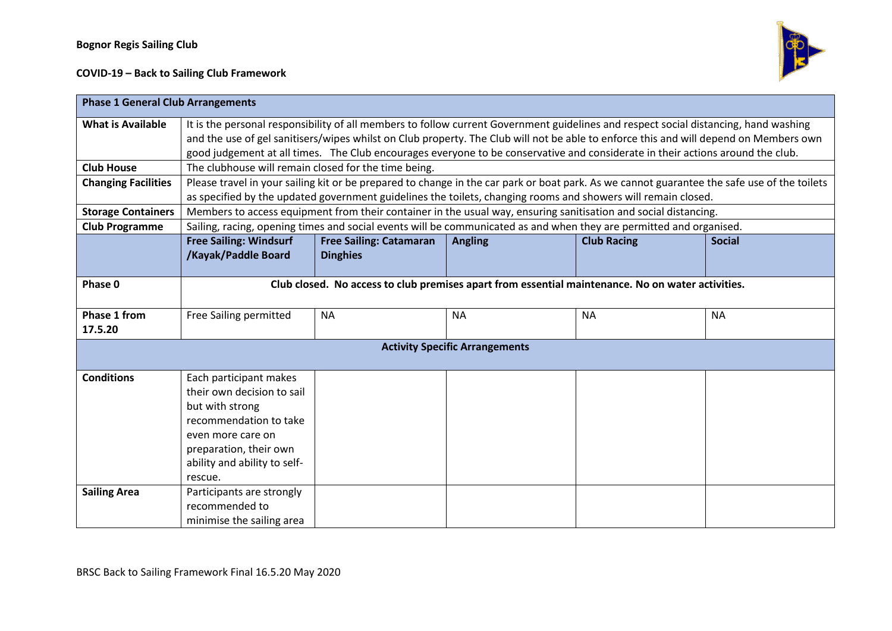**Bognor Regis Sailing Club**

**COVID-19 – Back to Sailing Club Framework**

| **Phase 1 General Club Arrangements** | | | | | |
|---|---|---|---|---|---|
| **What is Available** | It is the personal responsibility of all members to follow current Government guidelines and respect social distancing, hand washing and the use of gel sanitisers/wipes whilst on Club property. The Club will not be able to enforce this and will depend on Members own good judgement at all times. The Club encourages everyone to be conservative and considerate in their actions around the club. | | | | |
| **Club House** | The clubhouse will remain closed for the time being. | | | | |
| **Changing Facilities** | Please travel in your sailing kit or be prepared to change in the car park or boat park. As we cannot guarantee the safe use of the toilets as specified by the updated government guidelines the toilets, changing rooms and showers will remain closed. | | | | |
| **Storage Containers** | Members to access equipment from their container in the usual way, ensuring sanitisation and social distancing. | | | | |
| **Club Programme** | Sailing, racing, opening times and social events will be communicated as and when they are permitted and organised. | | | | |
| | **Free Sailing: Windsurf /Kayak/Paddle Board** | **Free Sailing: Catamaran Dinghies** | **Angling** | **Club Racing** | **Social** |
| **Phase 0** | **Club closed. No access to club premises apart from essential maintenance. No on water activities.** | | | | |
| **Phase 1 from 17.5.20** | Free Sailing permitted | NA | NA | NA | NA |
| **Activity Specific Arrangements** | | | | | |
| **Conditions** | Each participant makes their own decision to sail but with strong recommendation to take even more care on preparation, their own ability and ability to self-rescue. | | | | |
| **Sailing Area** | Participants are strongly recommended to minimise the sailing area | | | | |

BRSC Back to Sailing Framework Final 16.5.20 May 2020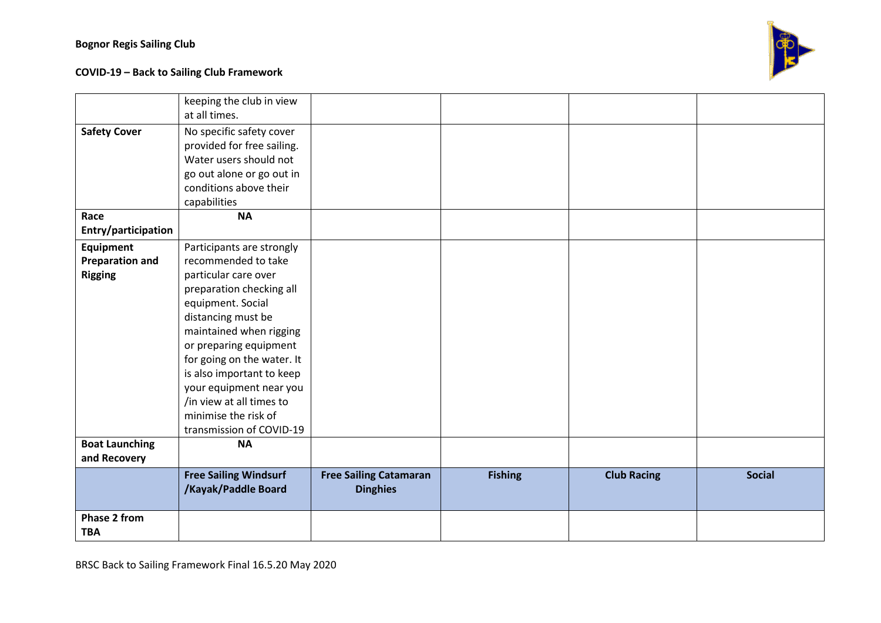| | | | | | |
|---|---|---|---|---|---|
| | keeping the club in view at all times. | | | | |
| **Safety Cover** | No specific safety cover provided for free sailing. Water users should not go out alone or go out in conditions above their capabilities | | | | |
| **Race Entry/participation** | **NA** | | | | |
| **Equipment Preparation and Rigging** | Participants are strongly recommended to take particular care over preparation checking all equipment. Social distancing must be maintained when rigging or preparing equipment for going on the water. It is also important to keep your equipment near you /in view at all times to minimise the risk of transmission of COVID-19 | | | | |
| **Boat Launching and Recovery** | **NA** | | | | |
| | **Free Sailing Windsurf /Kayak/Paddle Board** | **Free Sailing Catamaran Dinghies** | **Fishing** | **Club Racing** | **Social** |
| **Phase 2 from TBA** | | | | | |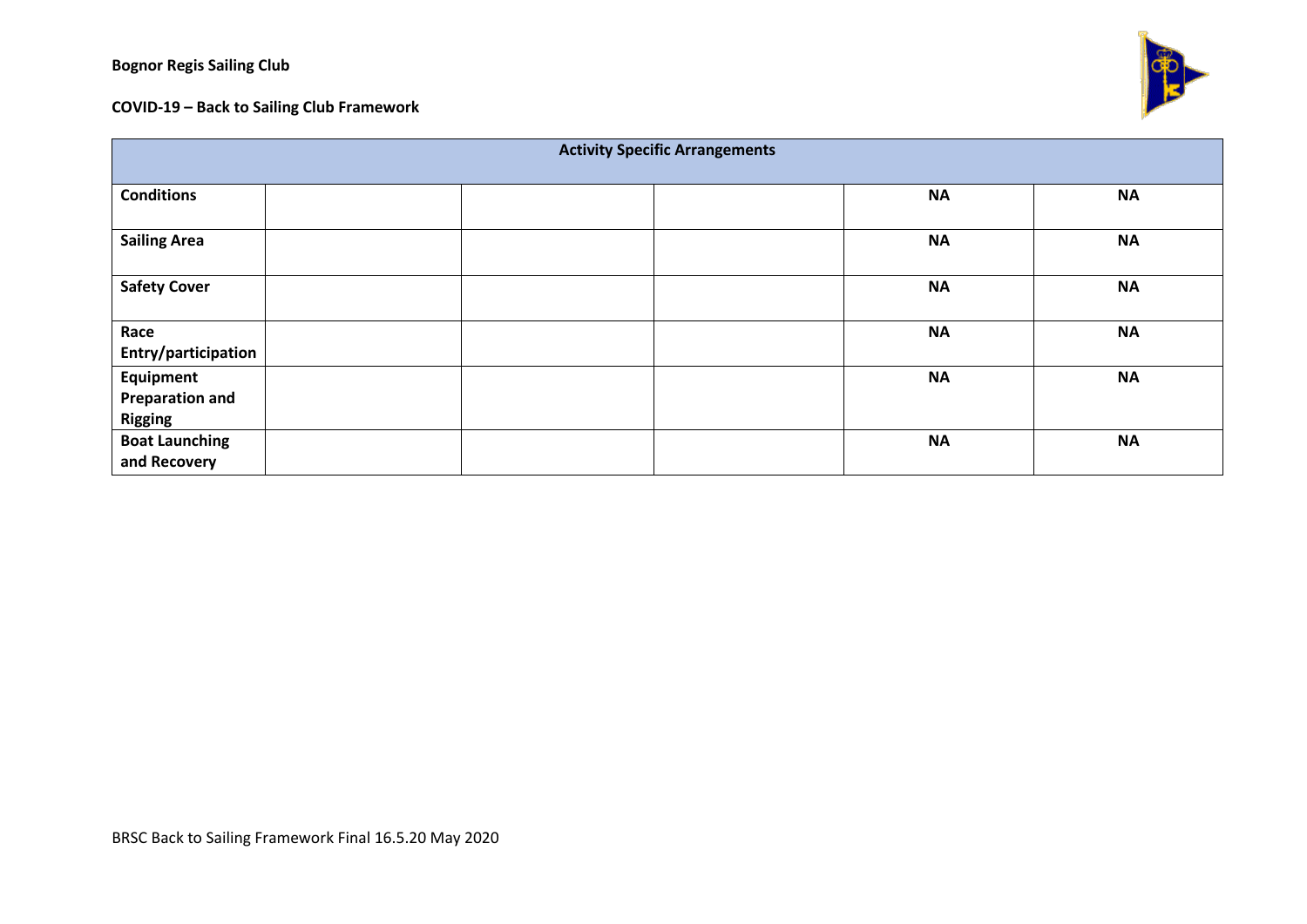| Activity Specific Arrangements | | | | | |
|---|---|---|---|---|---|
| **Conditions** | | | | **NA** | **NA** |
| **Sailing Area** | | | | **NA** | **NA** |
| **Safety Cover** | | | | **NA** | **NA** |
| **Race Entry/participation** | | | | **NA** | **NA** |
| **Equipment Preparation and Rigging** | | | | **NA** | **NA** |
| **Boat Launching and Recovery** | | | | **NA** | **NA** |